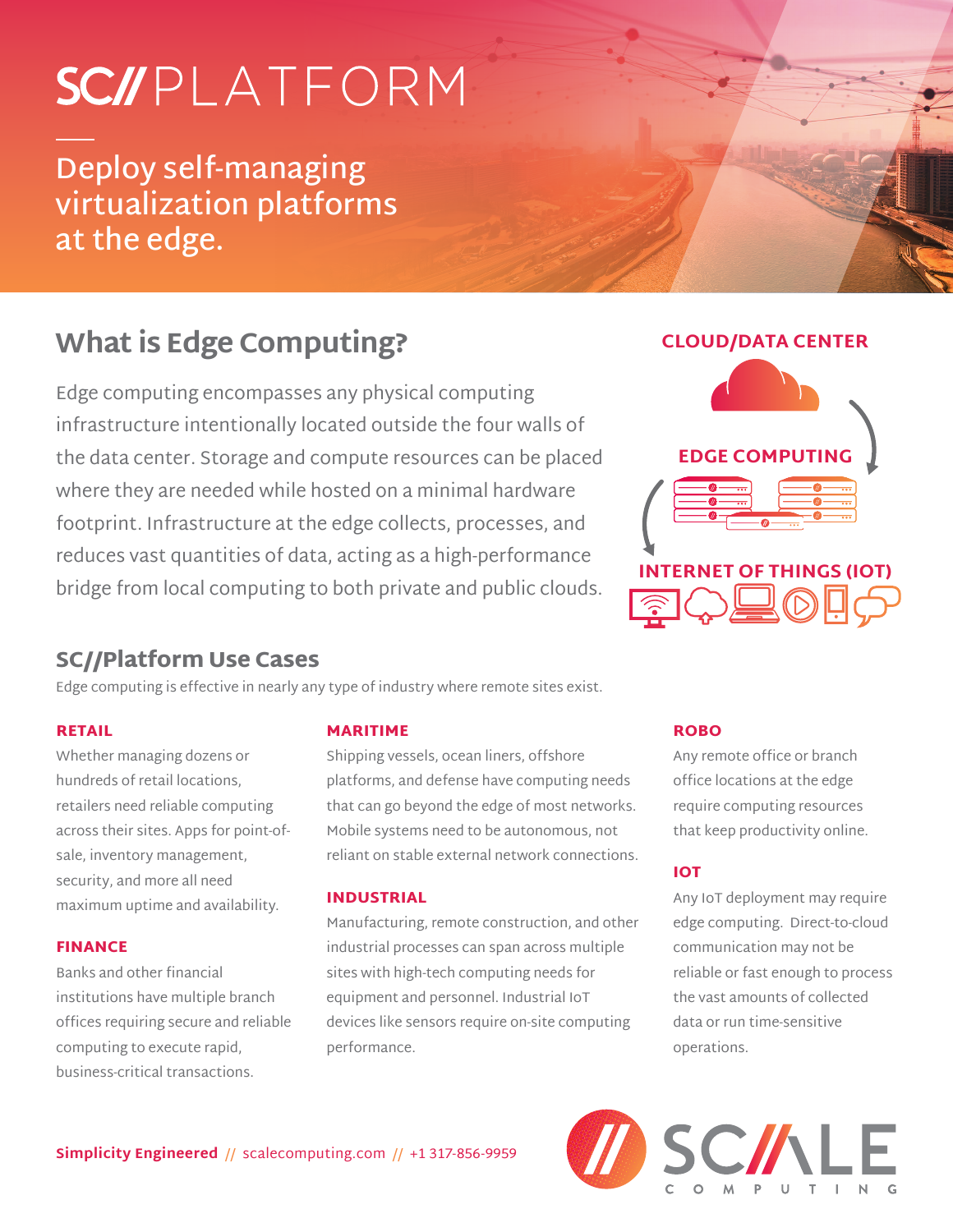# SC//PLATFORM

Deploy self-managing virtualization platforms at the edge.

## What is Edge Computing?

Edge computing encompasses any physical computing infrastructure intentionally located outside the four walls of the data center. Storage and compute resources can be placed where they are needed while hosted on a minimal hardware footprint. Infrastructure at the edge collects, processes, and reduces vast quantities of data, acting as a high-performance bridge from local computing to both private and public clouds.

CLOUD/DATA CENTER

EDGE COMPUTING

INTERNET OF THINGS (IOT)

## SC//Platform Use Cases

Edge computing is effective in nearly any type of industry where remote sites exist.

### RETAIL

Whether managing dozens or hundreds of retail locations, retailers need reliable computing across their sites. Apps for point-of-sale, inventory management, security, and more all need maximum uptime and availability.

### FINANCE

Banks and other financial institutions have multiple branch offices requiring secure and reliable computing to execute rapid, business-critical transactions.

### MARITIME

Shipping vessels, ocean liners, offshore platforms, and defense have computing needs that can go beyond the edge of most networks. Mobile systems need to be autonomous, not reliant on stable external network connections.

### INDUSTRIAL

Manufacturing, remote construction, and other industrial processes can span across multiple sites with high-tech computing needs for equipment and personnel. Industrial IoT devices like sensors require on-site computing performance.

### ROBO

Any remote office or branch office locations at the edge require computing resources that keep productivity online.

### IOT

Any IoT deployment may require edge computing. Direct-to-cloud communication may not be reliable or fast enough to process the vast amounts of collected data or run time-sensitive operations.

**Simplicity Engineered** // scalecomputing.com // +1 317-856-9959

SC//ALE COMPUTING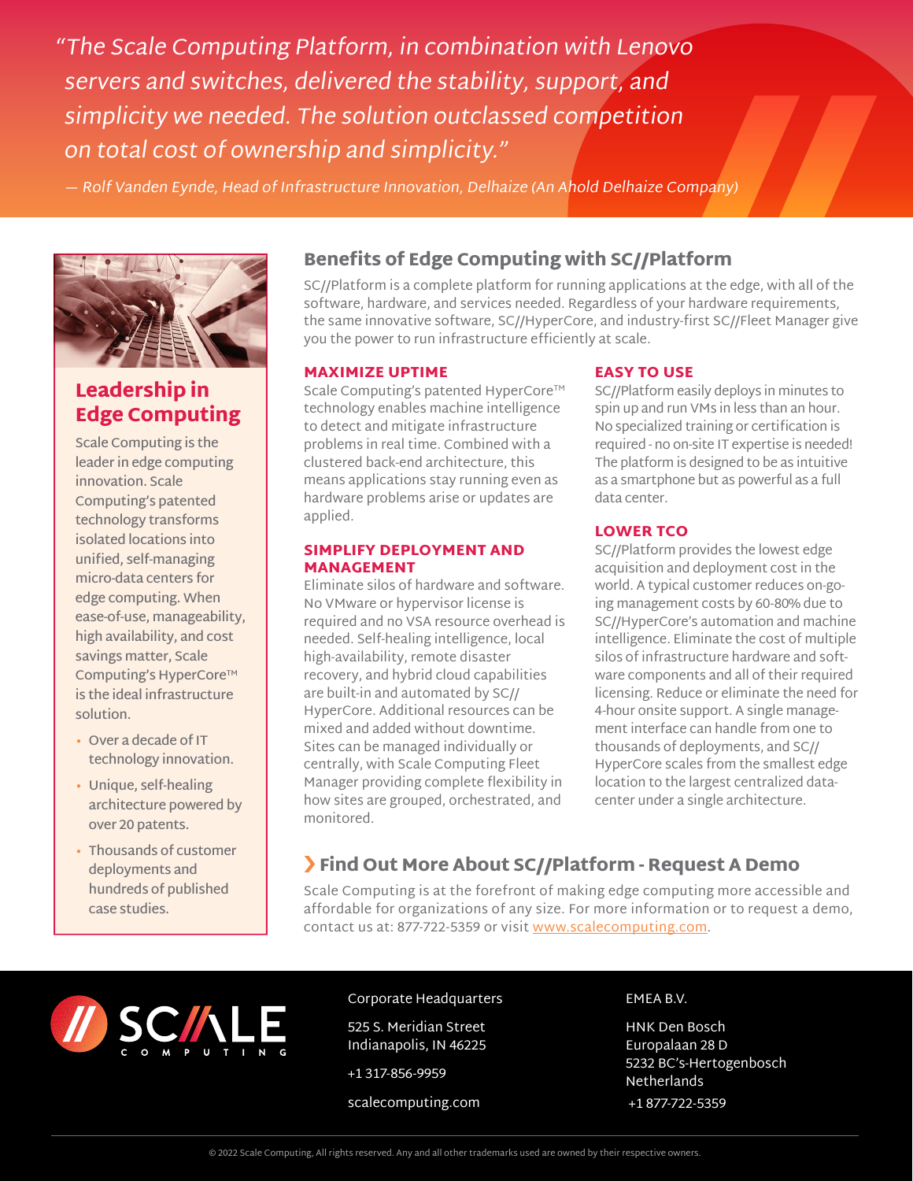*"The Scale Computing Platform, in combination with Lenovo servers and switches, delivered the stability, support, and simplicity we needed. The solution outclassed competition on total cost of ownership and simplicity."*

*— Rolf Vanden Eynde, Head of Infrastructure Innovation, Delhaize (An Ahold Delhaize Company)*

## Leadership in Edge Computing

Scale Computing is the leader in edge computing innovation. Scale Computing's patented technology transforms isolated locations into unified, self-managing micro-data centers for edge computing. When ease-of-use, manageability, high availability, and cost savings matter, Scale Computing's HyperCore™ is the ideal infrastructure solution.

- Over a decade of IT technology innovation.
- Unique, self-healing architecture powered by over 20 patents.
- Thousands of customer deployments and hundreds of published case studies.

## Benefits of Edge Computing with SC//Platform

SC//Platform is a complete platform for running applications at the edge, with all of the software, hardware, and services needed. Regardless of your hardware requirements, the same innovative software, SC//HyperCore, and industry-first SC//Fleet Manager give you the power to run infrastructure efficiently at scale.

### MAXIMIZE UPTIME

Scale Computing's patented HyperCore™ technology enables machine intelligence to detect and mitigate infrastructure problems in real time. Combined with a clustered back-end architecture, this means applications stay running even as hardware problems arise or updates are applied.

### SIMPLIFY DEPLOYMENT AND MANAGEMENT

Eliminate silos of hardware and software. No VMware or hypervisor license is required and no VSA resource overhead is needed. Self-healing intelligence, local high-availability, remote disaster recovery, and hybrid cloud capabilities are built-in and automated by SC//HyperCore. Additional resources can be mixed and added without downtime. Sites can be managed individually or centrally, with Scale Computing Fleet Manager providing complete flexibility in how sites are grouped, orchestrated, and monitored.

### EASY TO USE

SC//Platform easily deploys in minutes to spin up and run VMs in less than an hour. No specialized training or certification is required - no on-site IT expertise is needed! The platform is designed to be as intuitive as a smartphone but as powerful as a full data center.

### LOWER TCO

SC//Platform provides the lowest edge acquisition and deployment cost in the world. A typical customer reduces on-going management costs by 60-80% due to SC//HyperCore's automation and machine intelligence. Eliminate the cost of multiple silos of infrastructure hardware and software components and all of their required licensing. Reduce or eliminate the need for 4-hour onsite support. A single management interface can handle from one to thousands of deployments, and SC//HyperCore scales from the smallest edge location to the largest centralized datacenter under a single architecture.

## › Find Out More About SC//Platform - Request A Demo

Scale Computing is at the forefront of making edge computing more accessible and affordable for organizations of any size. For more information or to request a demo, contact us at: 877-722-5359 or visit www.scalecomputing.com.

SCALE COMPUTING

Corporate Headquarters

525 S. Meridian Street
Indianapolis, IN 46225

+1 317-856-9959

scalecomputing.com

EMEA B.V.

HNK Den Bosch
Europalaan 28 D
5232 BC's-Hertogenbosch
Netherlands

+1 877-722-5359

© 2022 Scale Computing, All rights reserved. Any and all other trademarks used are owned by their respective owners.